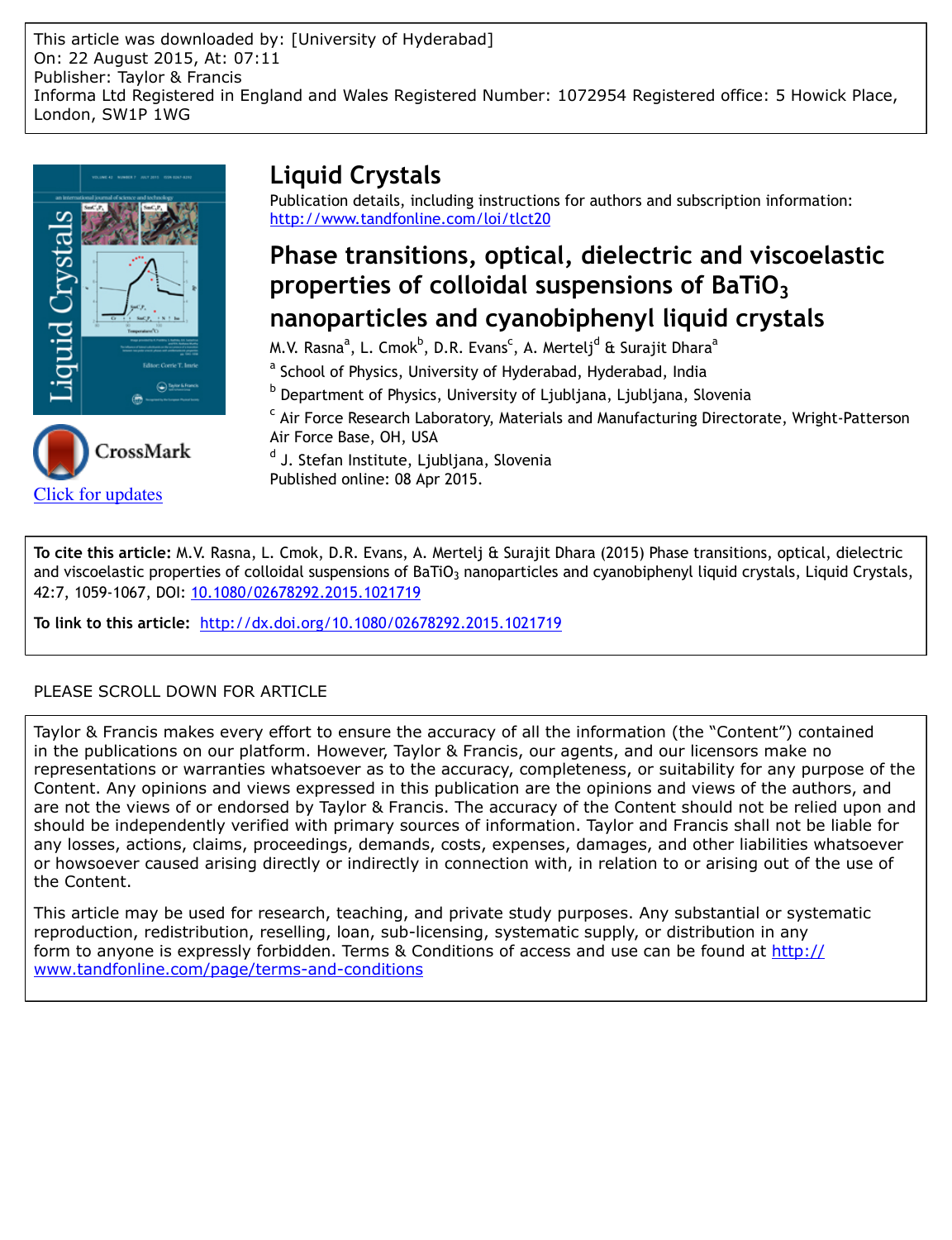This article was downloaded by: [University of Hyderabad]
On: 22 August 2015, At: 07:11
Publisher: Taylor & Francis
Informa Ltd Registered in England and Wales Registered Number: 1072954 Registered office: 5 Howick Place, London, SW1P 1WG

# Liquid Crystals

Publication details, including instructions for authors and subscription information:
http://www.tandfonline.com/loi/tlct20

## Phase transitions, optical, dielectric and viscoelastic properties of colloidal suspensions of $BaTiO_3$ nanoparticles and cyanobiphenyl liquid crystals

M.V. Rasna[a], L. Cmok[b], D.R. Evans[c], A. Mertelj[d] & Surajit Dhara[a]

[a] School of Physics, University of Hyderabad, Hyderabad, India

[b] Department of Physics, University of Ljubljana, Ljubljana, Slovenia

[c] Air Force Research Laboratory, Materials and Manufacturing Directorate, Wright-Patterson Air Force Base, OH, USA

[d] J. Stefan Institute, Ljubljana, Slovenia

Published online: 08 Apr 2015.

Click for updates

**To cite this article:** M.V. Rasna, L. Cmok, D.R. Evans, A. Mertelj & Surajit Dhara (2015) Phase transitions, optical, dielectric and viscoelastic properties of colloidal suspensions of $BaTiO_3$ nanoparticles and cyanobiphenyl liquid crystals, Liquid Crystals, 42:7, 1059-1067, DOI: 10.1080/02678292.2015.1021719

**To link to this article:** http://dx.doi.org/10.1080/02678292.2015.1021719

PLEASE SCROLL DOWN FOR ARTICLE

Taylor & Francis makes every effort to ensure the accuracy of all the information (the "Content") contained in the publications on our platform. However, Taylor & Francis, our agents, and our licensors make no representations or warranties whatsoever as to the accuracy, completeness, or suitability for any purpose of the Content. Any opinions and views expressed in this publication are the opinions and views of the authors, and are not the views of or endorsed by Taylor & Francis. The accuracy of the Content should not be relied upon and should be independently verified with primary sources of information. Taylor and Francis shall not be liable for any losses, actions, claims, proceedings, demands, costs, expenses, damages, and other liabilities whatsoever or howsoever caused arising directly or indirectly in connection with, in relation to or arising out of the use of the Content.

This article may be used for research, teaching, and private study purposes. Any substantial or systematic reproduction, redistribution, reselling, loan, sub-licensing, systematic supply, or distribution in any form to anyone is expressly forbidden. Terms & Conditions of access and use can be found at http://www.tandfonline.com/page/terms-and-conditions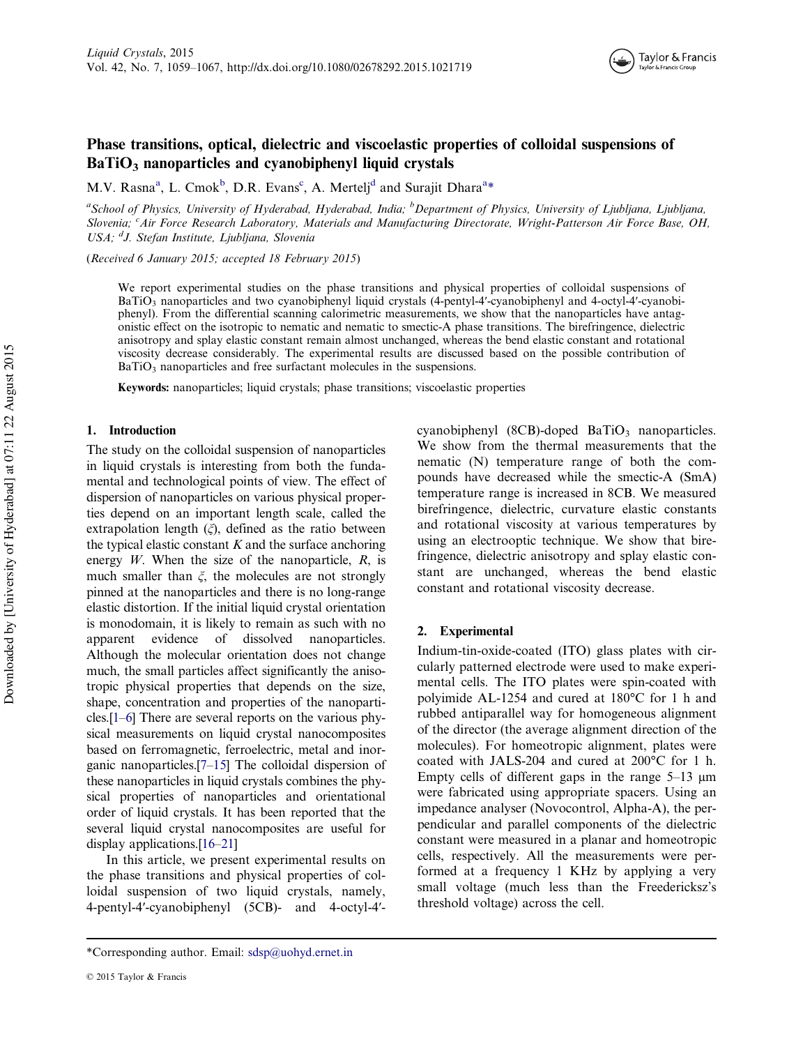# Phase transitions, optical, dielectric and viscoelastic properties of colloidal suspensions of $BaTiO_3$ nanoparticles and cyanobiphenyl liquid crystals

M.V. Rasna[a], L. Cmok[b], D.R. Evans[c], A. Mertelj[d] and Surajit Dhara[a]*

[a]School of Physics, University of Hyderabad, Hyderabad, India; [b]Department of Physics, University of Ljubljana, Ljubljana, Slovenia; [c]Air Force Research Laboratory, Materials and Manufacturing Directorate, Wright-Patterson Air Force Base, OH, USA; [d]J. Stefan Institute, Ljubljana, Slovenia

(Received 6 January 2015; accepted 18 February 2015)

We report experimental studies on the phase transitions and physical properties of colloidal suspensions of $BaTiO_3$ nanoparticles and two cyanobiphenyl liquid crystals (4-pentyl-4′-cyanobiphenyl and 4-octyl-4′-cyanobiphenyl). From the differential scanning calorimetric measurements, we show that the nanoparticles have antagonistic effect on the isotropic to nematic and nematic to smectic-A phase transitions. The birefringence, dielectric anisotropy and splay elastic constant remain almost unchanged, whereas the bend elastic constant and rotational viscosity decrease considerably. The experimental results are discussed based on the possible contribution of $BaTiO_3$ nanoparticles and free surfactant molecules in the suspensions.

**Keywords:** nanoparticles; liquid crystals; phase transitions; viscoelastic properties

## 1. Introduction

The study on the colloidal suspension of nanoparticles in liquid crystals is interesting from both the fundamental and technological points of view. The effect of dispersion of nanoparticles on various physical properties depend on an important length scale, called the extrapolation length ($\xi$), defined as the ratio between the typical elastic constant $K$ and the surface anchoring energy $W$. When the size of the nanoparticle, $R$, is much smaller than $\xi$, the molecules are not strongly pinned at the nanoparticles and there is no long-range elastic distortion. If the initial liquid crystal orientation is monodomain, it is likely to remain as such with no apparent evidence of dissolved nanoparticles. Although the molecular orientation does not change much, the small particles affect significantly the anisotropic physical properties that depends on the size, shape, concentration and properties of the nanoparticles.[1–6] There are several reports on the various physical measurements on liquid crystal nanocomposites based on ferromagnetic, ferroelectric, metal and inorganic nanoparticles.[7–15] The colloidal dispersion of these nanoparticles in liquid crystals combines the physical properties of nanoparticles and orientational order of liquid crystals. It has been reported that the several liquid crystal nanocomposites are useful for display applications.[16–21]

In this article, we present experimental results on the phase transitions and physical properties of colloidal suspension of two liquid crystals, namely, 4-pentyl-4′-cyanobiphenyl (5CB)- and 4-octyl-4′-cyanobiphenyl (8CB)-doped $BaTiO_3$ nanoparticles. We show from the thermal measurements that the nematic (N) temperature range of both the compounds have decreased while the smectic-A (SmA) temperature range is increased in 8CB. We measured birefringence, dielectric, curvature elastic constants and rotational viscosity at various temperatures by using an electrooptic technique. We show that birefringence, dielectric anisotropy and splay elastic constant are unchanged, whereas the bend elastic constant and rotational viscosity decrease.

## 2. Experimental

Indium-tin-oxide-coated (ITO) glass plates with circularly patterned electrode were used to make experimental cells. The ITO plates were spin-coated with polyimide AL-1254 and cured at 180°C for 1 h and rubbed antiparallel way for homogeneous alignment of the director (the average alignment direction of the molecules). For homeotropic alignment, plates were coated with JALS-204 and cured at 200°C for 1 h. Empty cells of different gaps in the range 5–13 μm were fabricated using appropriate spacers. Using an impedance analyser (Novocontrol, Alpha-A), the perpendicular and parallel components of the dielectric constant were measured in a planar and homeotropic cells, respectively. All the measurements were performed at a frequency 1 KHz by applying a very small voltage (much less than the Freedericksz's threshold voltage) across the cell.

*Corresponding author. Email: sdsp@uohyd.ernet.in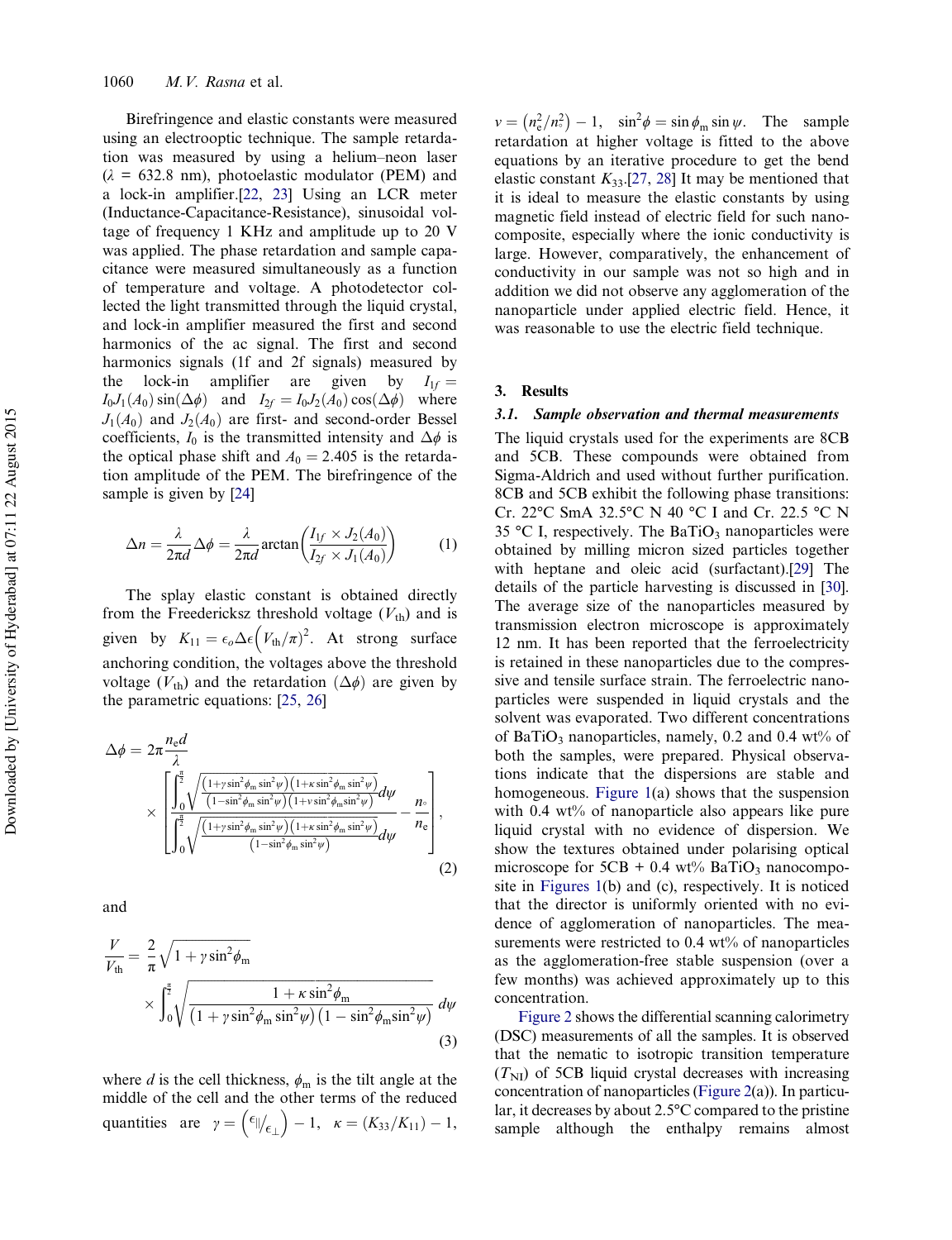Birefringence and elastic constants were measured using an electrooptic technique. The sample retardation was measured by using a helium–neon laser ($\lambda$ = 632.8 nm), photoelastic modulator (PEM) and a lock-in amplifier.[22, 23] Using an LCR meter (Inductance-Capacitance-Resistance), sinusoidal voltage of frequency 1 KHz and amplitude up to 20 V was applied. The phase retardation and sample capacitance were measured simultaneously as a function of temperature and voltage. A photodetector collected the light transmitted through the liquid crystal, and lock-in amplifier measured the first and second harmonics of the ac signal. The first and second harmonics signals (1f and 2f signals) measured by the lock-in amplifier are given by $I_{1f} = I_0 J_1(A_0)\sin(\Delta\phi)$ and $I_{2f} = I_0 J_2(A_0)\cos(\Delta\phi)$ where $J_1(A_0)$ and $J_2(A_0)$ are first- and second-order Bessel coefficients, $I_0$ is the transmitted intensity and $\Delta\phi$ is the optical phase shift and $A_0 = 2.405$ is the retardation amplitude of the PEM. The birefringence of the sample is given by [24]

$$\Delta n = \frac{\lambda}{2\pi d}\Delta\phi = \frac{\lambda}{2\pi d}\arctan\left(\frac{I_{1f}\times J_2(A_0)}{I_{2f}\times J_1(A_0)}\right) \tag{1}$$

The splay elastic constant is obtained directly from the Freedericksz threshold voltage ($V_{\text{th}}$) and is given by $K_{11} = \epsilon_o \Delta\epsilon\left(V_{\text{th}}/\pi\right)^2$. At strong surface anchoring condition, the voltages above the threshold voltage ($V_{\text{th}}$) and the retardation ($\Delta\phi$) are given by the parametric equations: [25, 26]

$$\Delta\phi = 2\pi\frac{n_e d}{\lambda} \times \left[\frac{\int_0^{\frac{\pi}{2}}\sqrt{\frac{\left(1+\gamma\sin^2\phi_m\sin^2\psi\right)\left(1+\kappa\sin^2\phi_m\sin^2\psi\right)}{\left(1-\sin^2\phi_m\sin^2\psi\right)\left(1+\nu\sin^2\phi_m\sin^2\psi\right)}}d\psi}{\int_0^{\frac{\pi}{2}}\sqrt{\frac{\left(1+\gamma\sin^2\phi_m\sin^2\psi\right)\left(1+\kappa\sin^2\phi_m\sin^2\psi\right)}{\left(1-\sin^2\phi_m\sin^2\psi\right)}}d\psi} - \frac{n_\circ}{n_e}\right], \tag{2}$$

and

$$\frac{V}{V_{\text{th}}} = \frac{2}{\pi}\sqrt{1+\gamma\sin^2\phi_m} \times \int_0^{\frac{\pi}{2}}\sqrt{\frac{1+\kappa\sin^2\phi_m}{\left(1+\gamma\sin^2\phi_m\sin^2\psi\right)\left(1-\sin^2\phi_m\sin^2\psi\right)}}\,d\psi \tag{3}$$

where $d$ is the cell thickness, $\phi_m$ is the tilt angle at the middle of the cell and the other terms of the reduced quantities are $\gamma = \left(\epsilon_\parallel/\epsilon_\perp\right) - 1$, $\kappa = (K_{33}/K_{11}) - 1$, $\nu = \left(n_e^2/n_\circ^2\right) - 1$, $\sin^2\phi = \sin\phi_m \sin\psi$. The sample retardation at higher voltage is fitted to the above equations by an iterative procedure to get the bend elastic constant $K_{33}$.[27, 28] It may be mentioned that it is ideal to measure the elastic constants by using magnetic field instead of electric field for such nanocomposite, especially where the ionic conductivity is large. However, comparatively, the enhancement of conductivity in our sample was not so high and in addition we did not observe any agglomeration of the nanoparticle under applied electric field. Hence, it was reasonable to use the electric field technique.

## 3. Results

### 3.1. Sample observation and thermal measurements

The liquid crystals used for the experiments are 8CB and 5CB. These compounds were obtained from Sigma-Aldrich and used without further purification. 8CB and 5CB exhibit the following phase transitions: Cr. 22°C SmA 32.5°C N 40 °C I and Cr. 22.5 °C N 35 °C I, respectively. The $BaTiO_3$ nanoparticles were obtained by milling micron sized particles together with heptane and oleic acid (surfactant).[29] The details of the particle harvesting is discussed in [30]. The average size of the nanoparticles measured by transmission electron microscope is approximately 12 nm. It has been reported that the ferroelectricity is retained in these nanoparticles due to the compressive and tensile surface strain. The ferroelectric nanoparticles were suspended in liquid crystals and the solvent was evaporated. Two different concentrations of $BaTiO_3$ nanoparticles, namely, 0.2 and 0.4 wt% of both the samples, were prepared. Physical observations indicate that the dispersions are stable and homogeneous. Figure 1(a) shows that the suspension with 0.4 wt% of nanoparticle also appears like pure liquid crystal with no evidence of dispersion. We show the textures obtained under polarising optical microscope for 5CB + 0.4 wt% $BaTiO_3$ nanocomposite in Figures 1(b) and (c), respectively. It is noticed that the director is uniformly oriented with no evidence of agglomeration of nanoparticles. The measurements were restricted to 0.4 wt% of nanoparticles as the agglomeration-free stable suspension (over a few months) was achieved approximately up to this concentration.

Figure 2 shows the differential scanning calorimetry (DSC) measurements of all the samples. It is observed that the nematic to isotropic transition temperature ($T_{\text{NI}}$) of 5CB liquid crystal decreases with increasing concentration of nanoparticles (Figure 2(a)). In particular, it decreases by about 2.5°C compared to the pristine sample although the enthalpy remains almost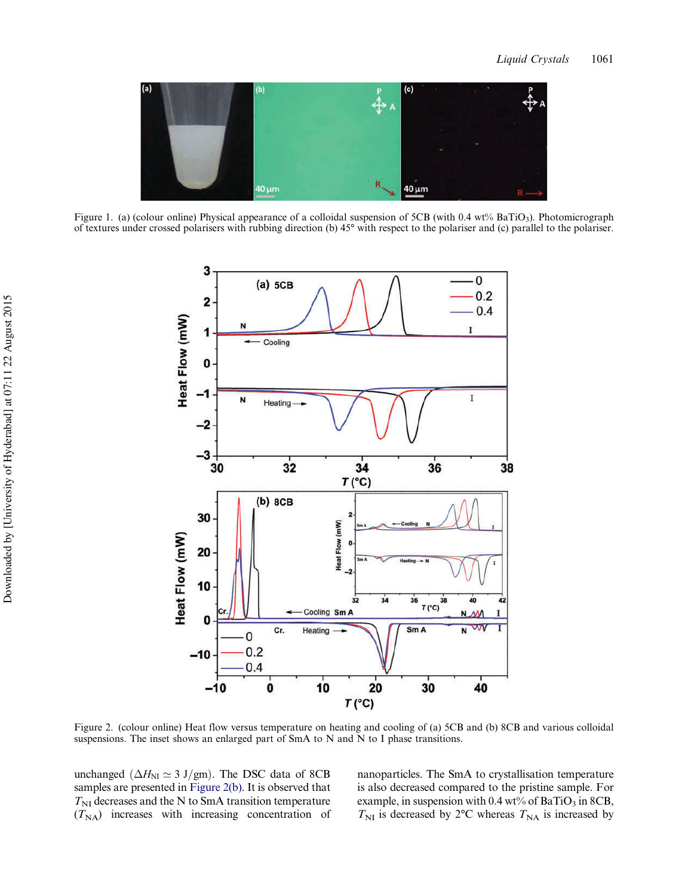Figure 1. (a) (colour online) Physical appearance of a colloidal suspension of 5CB (with 0.4 wt% $BaTiO_3$). Photomicrograph of textures under crossed polarisers with rubbing direction (b) 45° with respect to the polariser and (c) parallel to the polariser.

Figure 2. (colour online) Heat flow versus temperature on heating and cooling of (a) 5CB and (b) 8CB and various colloidal suspensions. The inset shows an enlarged part of SmA to N and N to I phase transitions.

unchanged ($\Delta H_{NI} \simeq 3$ J/gm). The DSC data of 8CB samples are presented in Figure 2(b). It is observed that $T_{NI}$ decreases and the N to SmA transition temperature ($T_{NA}$) increases with increasing concentration of nanoparticles. The SmA to crystallisation temperature is also decreased compared to the pristine sample. For example, in suspension with 0.4 wt% of $BaTiO_3$ in 8CB, $T_{NI}$ is decreased by 2°C whereas $T_{NA}$ is increased by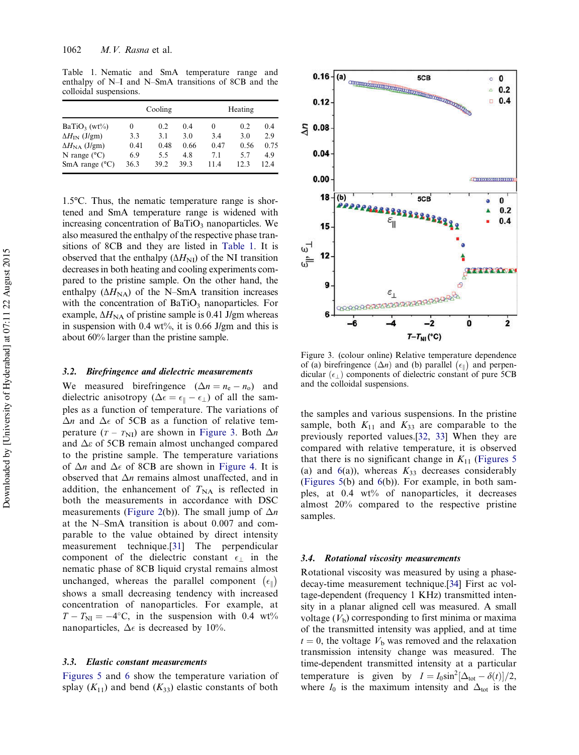Table 1. Nematic and SmA temperature range and enthalpy of N–I and N–SmA transitions of 8CB and the colloidal suspensions.

| | Cooling | | | Heating | | |
|---|---|---|---|---|---|---|
| $BaTiO_3$ (wt%) | 0 | 0.2 | 0.4 | 0 | 0.2 | 0.4 |
| $\Delta H_{IN}$ (J/gm) | 3.3 | 3.1 | 3.0 | 3.4 | 3.0 | 2.9 |
| $\Delta H_{NA}$ (J/gm) | 0.41 | 0.48 | 0.66 | 0.47 | 0.56 | 0.75 |
| N range (°C) | 6.9 | 5.5 | 4.8 | 7.1 | 5.7 | 4.9 |
| SmA range (°C) | 36.3 | 39.2 | 39.3 | 11.4 | 12.3 | 12.4 |

1.5°C. Thus, the nematic temperature range is shortened and SmA temperature range is widened with increasing concentration of $BaTiO_3$ nanoparticles. We also measured the enthalpy of the respective phase transitions of 8CB and they are listed in Table 1. It is observed that the enthalpy ($\Delta H_{NI}$) of the NI transition decreases in both heating and cooling experiments compared to the pristine sample. On the other hand, the enthalpy ($\Delta H_{NA}$) of the N–SmA transition increases with the concentration of $BaTiO_3$ nanoparticles. For example, $\Delta H_{NA}$ of pristine sample is 0.41 J/gm whereas in suspension with 0.4 wt%, it is 0.66 J/gm and this is about 60% larger than the pristine sample.

### 3.2. Birefringence and dielectric measurements

We measured birefringence ($\Delta n = n_e - n_o$) and dielectric anisotropy ($\Delta \epsilon = \epsilon_\parallel - \epsilon_\perp$) of all the samples as a function of temperature. The variations of $\Delta n$ and $\Delta \epsilon$ of 5CB as a function of relative temperature ($T - T_{NI}$) are shown in Figure 3. Both $\Delta n$ and $\Delta \varepsilon$ of 5CB remain almost unchanged compared to the pristine sample. The temperature variations of $\Delta n$ and $\Delta \epsilon$ of 8CB are shown in Figure 4. It is observed that $\Delta n$ remains almost unaffected, and in addition, the enhancement of $T_{NA}$ is reflected in both the measurements in accordance with DSC measurements (Figure 2(b)). The small jump of $\Delta n$ at the N–SmA transition is about 0.007 and comparable to the value obtained by direct intensity measurement technique.[31] The perpendicular component of the dielectric constant $\epsilon_\perp$ in the nematic phase of 8CB liquid crystal remains almost unchanged, whereas the parallel component ($\epsilon_\parallel$) shows a small decreasing tendency with increased concentration of nanoparticles. For example, at $T - T_{NI} = -4$°C, in the suspension with 0.4 wt% nanoparticles, $\Delta \epsilon$ is decreased by 10%.

### 3.3. Elastic constant measurements

Figures 5 and 6 show the temperature variation of splay ($K_{11}$) and bend ($K_{33}$) elastic constants of both the samples and various suspensions. In the pristine sample, both $K_{11}$ and $K_{33}$ are comparable to the previously reported values.[32, 33] When they are compared with relative temperature, it is observed that there is no significant change in $K_{11}$ (Figures 5 (a) and 6(a)), whereas $K_{33}$ decreases considerably (Figures 5(b) and 6(b)). For example, in both samples, at 0.4 wt% of nanoparticles, it decreases almost 20% compared to the respective pristine samples.

Figure 3. (colour online) Relative temperature dependence of (a) birefringence ($\Delta n$) and (b) parallel ($\epsilon_\parallel$) and perpendicular ($\epsilon_\perp$) components of dielectric constant of pure 5CB and the colloidal suspensions.

### 3.4. Rotational viscosity measurements

Rotational viscosity was measured by using a phase-decay-time measurement technique.[34] First ac voltage-dependent (frequency 1 KHz) transmitted intensity in a planar aligned cell was measured. A small voltage ($V_b$) corresponding to first minima or maxima of the transmitted intensity was applied, and at time $t = 0$, the voltage $V_b$ was removed and the relaxation transmission intensity change was measured. The time-dependent transmitted intensity at a particular temperature is given by $I = I_0 \sin^2[\Delta_{tot} - \delta(t)]/2$, where $I_0$ is the maximum intensity and $\Delta_{tot}$ is the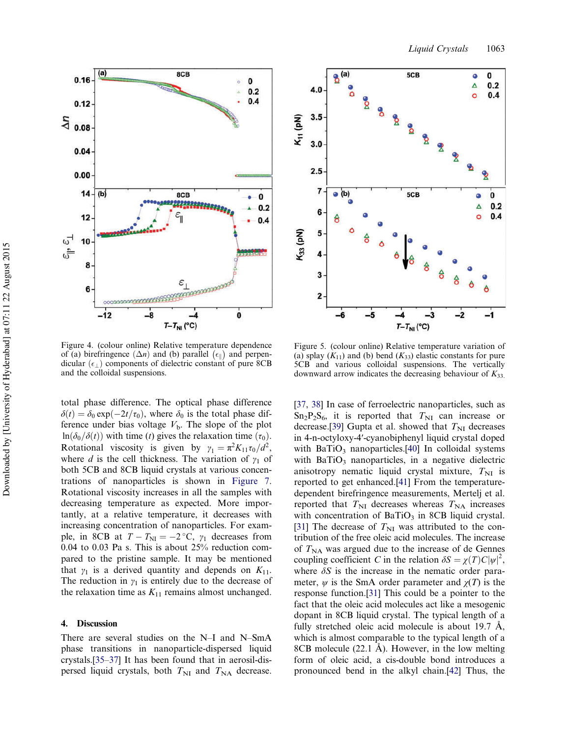Figure 4. (colour online) Relative temperature dependence of (a) birefringence ($\Delta n$) and (b) parallel ($\epsilon_{\parallel}$) and perpendicular ($\epsilon_{\perp}$) components of dielectric constant of pure 8CB and the colloidal suspensions.

Figure 5. (colour online) Relative temperature variation of (a) splay ($K_{11}$) and (b) bend ($K_{33}$) elastic constants for pure 5CB and various colloidal suspensions. The vertically downward arrow indicates the decreasing behaviour of $K_{33}$.

total phase difference. The optical phase difference $\delta(t) = \delta_0 \exp(-2t/\tau_0)$, where $\delta_0$ is the total phase difference under bias voltage $V_b$. The slope of the plot $\ln(\delta_0/\delta(t))$ with time ($t$) gives the relaxation time ($\tau_0$). Rotational viscosity is given by $\gamma_1 = \pi^2 K_{11}\tau_0/d^2$, where $d$ is the cell thickness. The variation of $\gamma_1$ of both 5CB and 8CB liquid crystals at various concentrations of nanoparticles is shown in Figure 7. Rotational viscosity increases in all the samples with decreasing temperature as expected. More importantly, at a relative temperature, it decreases with increasing concentration of nanoparticles. For example, in 8CB at $T - T_{NI} = -2\,°C$, $\gamma_1$ decreases from 0.04 to 0.03 Pa s. This is about 25% reduction compared to the pristine sample. It may be mentioned that $\gamma_1$ is a derived quantity and depends on $K_{11}$. The reduction in $\gamma_1$ is entirely due to the decrease of the relaxation time as $K_{11}$ remains almost unchanged.

## 4. Discussion

There are several studies on the N–I and N–SmA phase transitions in nanoparticle-dispersed liquid crystals.[35–37] It has been found that in aerosil-dispersed liquid crystals, both $T_{NI}$ and $T_{NA}$ decrease.[37, 38] In case of ferroelectric nanoparticles, such as $Sn_2P_2S_6$, it is reported that $T_{NI}$ can increase or decrease.[39] Gupta et al. showed that $T_{NI}$ decreases in 4-n-octyloxy-4′-cyanobiphenyl liquid crystal doped with $BaTiO_3$ nanoparticles.[40] In colloidal systems with $BaTiO_3$ nanoparticles, in a negative dielectric anisotropy nematic liquid crystal mixture, $T_{NI}$ is reported to get enhanced.[41] From the temperature-dependent birefringence measurements, Mertelj et al. reported that $T_{NI}$ decreases whereas $T_{NA}$ increases with concentration of $BaTiO_3$ in 8CB liquid crystal.[31] The decrease of $T_{NI}$ was attributed to the contribution of the free oleic acid molecules. The increase of $T_{NA}$ was argued due to the increase of de Gennes coupling coefficient $C$ in the relation $\delta S = \chi(T)C|\psi|^2$, where $\delta S$ is the increase in the nematic order parameter, $\psi$ is the SmA order parameter and $\chi(T)$ is the response function.[31] This could be a pointer to the fact that the oleic acid molecules act like a mesogenic dopant in 8CB liquid crystal. The typical length of a fully stretched oleic acid molecule is about 19.7 Å, which is almost comparable to the typical length of a 8CB molecule (22.1 Å). However, in the low melting form of oleic acid, a cis-double bond introduces a pronounced bend in the alkyl chain.[42] Thus, the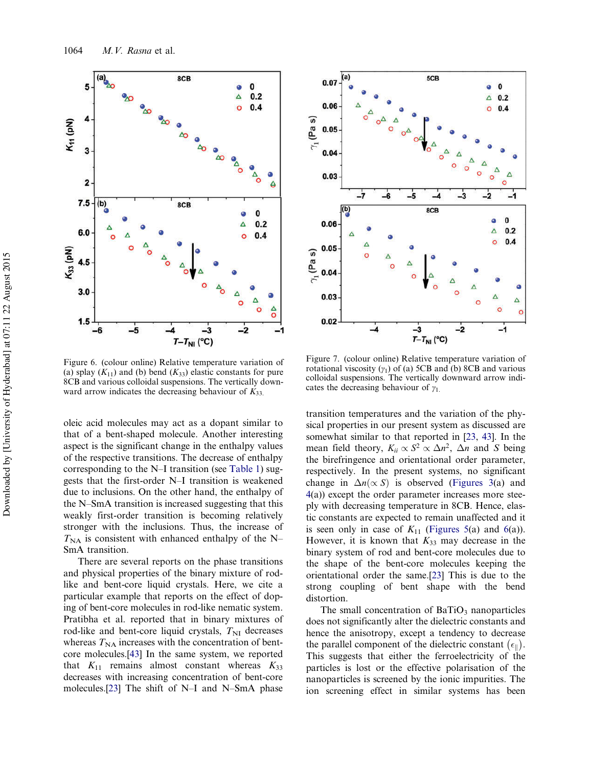Figure 6. (colour online) Relative temperature variation of (a) splay ($K_{11}$) and (b) bend ($K_{33}$) elastic constants for pure 8CB and various colloidal suspensions. The vertically downward arrow indicates the decreasing behaviour of $K_{33}$.

Figure 7. (colour online) Relative temperature variation of rotational viscosity ($\gamma_1$) of (a) 5CB and (b) 8CB and various colloidal suspensions. The vertically downward arrow indicates the decreasing behaviour of $\gamma_1$.

oleic acid molecules may act as a dopant similar to that of a bent-shaped molecule. Another interesting aspect is the significant change in the enthalpy values of the respective transitions. The decrease of enthalpy corresponding to the N–I transition (see Table 1) suggests that the first-order N–I transition is weakened due to inclusions. On the other hand, the enthalpy of the N–SmA transition is increased suggesting that this weakly first-order transition is becoming relatively stronger with the inclusions. Thus, the increase of $T_{NA}$ is consistent with enhanced enthalpy of the N–SmA transition.

There are several reports on the phase transitions and physical properties of the binary mixture of rod-like and bent-core liquid crystals. Here, we cite a particular example that reports on the effect of doping of bent-core molecules in rod-like nematic system. Pratibha et al. reported that in binary mixtures of rod-like and bent-core liquid crystals, $T_{NI}$ decreases whereas $T_{NA}$ increases with the concentration of bent-core molecules.[43] In the same system, we reported that $K_{11}$ remains almost constant whereas $K_{33}$ decreases with increasing concentration of bent-core molecules.[23] The shift of N–I and N–SmA phase transition temperatures and the variation of the physical properties in our present system as discussed are somewhat similar to that reported in [23, 43]. In the mean field theory, $K_{ii} \propto S^2 \propto \Delta n^2$, $\Delta n$ and $S$ being the birefringence and orientational order parameter, respectively. In the present systems, no significant change in $\Delta n(\propto S)$ is observed (Figures 3(a) and 4(a)) except the order parameter increases more steeply with decreasing temperature in 8CB. Hence, elastic constants are expected to remain unaffected and it is seen only in case of $K_{11}$ (Figures 5(a) and 6(a)). However, it is known that $K_{33}$ may decrease in the binary system of rod and bent-core molecules due to the shape of the bent-core molecules keeping the orientational order the same.[23] This is due to the strong coupling of bent shape with the bend distortion.

The small concentration of $BaTiO_3$ nanoparticles does not significantly alter the dielectric constants and hence the anisotropy, except a tendency to decrease the parallel component of the dielectric constant $(\epsilon_{\parallel})$. This suggests that either the ferroelectricity of the particles is lost or the effective polarisation of the nanoparticles is screened by the ionic impurities. The ion screening effect in similar systems has been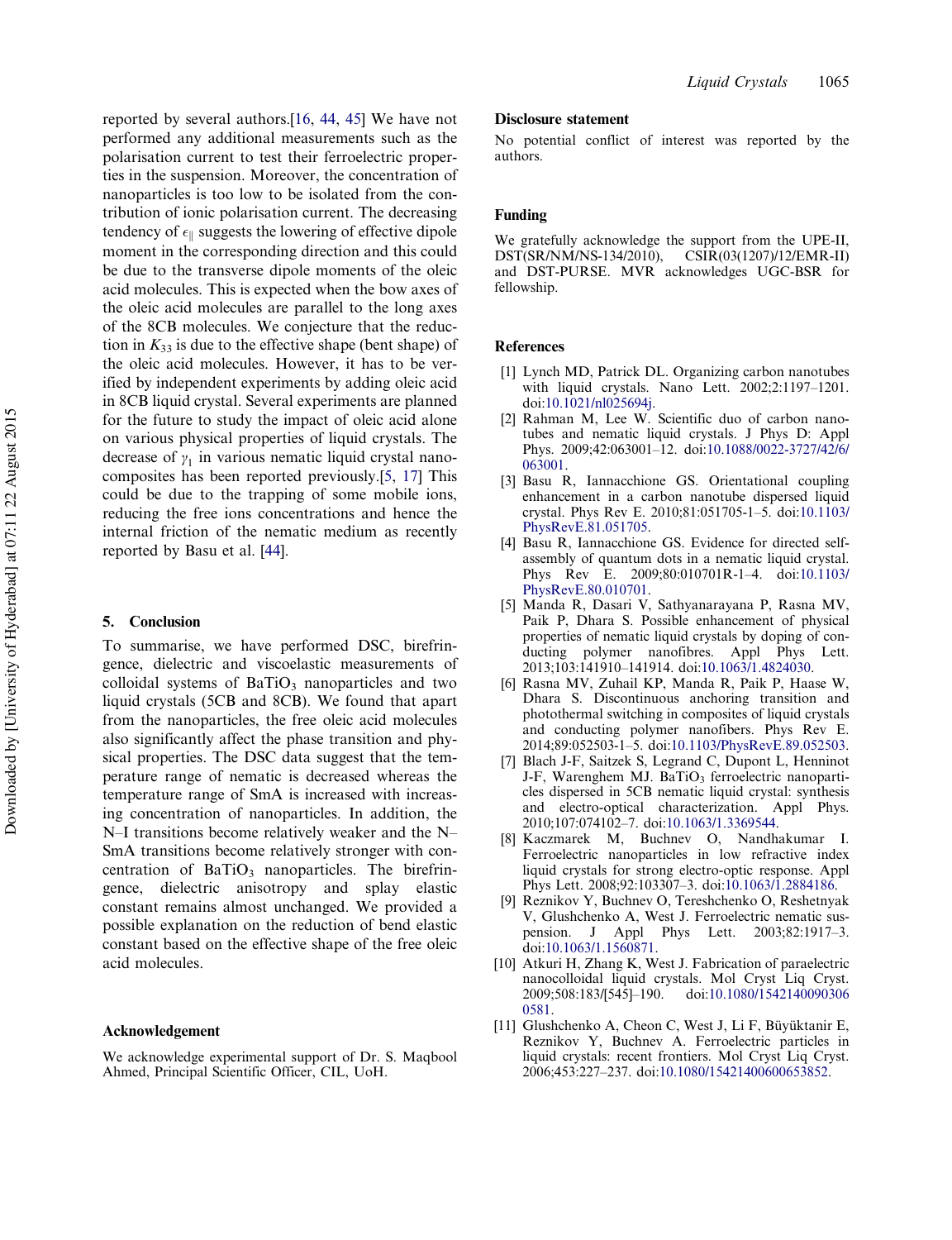reported by several authors.[16, 44, 45] We have not performed any additional measurements such as the polarisation current to test their ferroelectric properties in the suspension. Moreover, the concentration of nanoparticles is too low to be isolated from the contribution of ionic polarisation current. The decreasing tendency of $\epsilon_{\|}$ suggests the lowering of effective dipole moment in the corresponding direction and this could be due to the transverse dipole moments of the oleic acid molecules. This is expected when the bow axes of the oleic acid molecules are parallel to the long axes of the 8CB molecules. We conjecture that the reduction in $K_{33}$ is due to the effective shape (bent shape) of the oleic acid molecules. However, it has to be verified by independent experiments by adding oleic acid in 8CB liquid crystal. Several experiments are planned for the future to study the impact of oleic acid alone on various physical properties of liquid crystals. The decrease of $\gamma_1$ in various nematic liquid crystal nanocomposites has been reported previously.[5, 17] This could be due to the trapping of some mobile ions, reducing the free ions concentrations and hence the internal friction of the nematic medium as recently reported by Basu et al. [44].

## 5. Conclusion

To summarise, we have performed DSC, birefringence, dielectric and viscoelastic measurements of colloidal systems of $BaTiO_3$ nanoparticles and two liquid crystals (5CB and 8CB). We found that apart from the nanoparticles, the free oleic acid molecules also significantly affect the phase transition and physical properties. The DSC data suggest that the temperature range of nematic is decreased whereas the temperature range of SmA is increased with increasing concentration of nanoparticles. In addition, the N–I transitions become relatively weaker and the N–SmA transitions become relatively stronger with concentration of $BaTiO_3$ nanoparticles. The birefringence, dielectric anisotropy and splay elastic constant remains almost unchanged. We provided a possible explanation on the reduction of bend elastic constant based on the effective shape of the free oleic acid molecules.

## Acknowledgement

We acknowledge experimental support of Dr. S. Maqbool Ahmed, Principal Scientific Officer, CIL, UoH.

## Disclosure statement

No potential conflict of interest was reported by the authors.

## Funding

We gratefully acknowledge the support from the UPE-II, DST(SR/NM/NS-134/2010), CSIR(03(1207)/12/EMR-II) and DST-PURSE. MVR acknowledges UGC-BSR for fellowship.

## References

[1] Lynch MD, Patrick DL. Organizing carbon nanotubes with liquid crystals. Nano Lett. 2002;2:1197–1201. doi:10.1021/nl025694j.

[2] Rahman M, Lee W. Scientific duo of carbon nanotubes and nematic liquid crystals. J Phys D: Appl Phys. 2009;42:063001–12. doi:10.1088/0022-3727/42/6/063001.

[3] Basu R, Iannacchione GS. Orientational coupling enhancement in a carbon nanotube dispersed liquid crystal. Phys Rev E. 2010;81:051705-1–5. doi:10.1103/PhysRevE.81.051705.

[4] Basu R, Iannacchione GS. Evidence for directed self-assembly of quantum dots in a nematic liquid crystal. Phys Rev E. 2009;80:010701R-1–4. doi:10.1103/PhysRevE.80.010701.

[5] Manda R, Dasari V, Sathyanarayana P, Rasna MV, Paik P, Dhara S. Possible enhancement of physical properties of nematic liquid crystals by doping of conducting polymer nanofibres. Appl Phys Lett. 2013;103:141910–141914. doi:10.1063/1.4824030.

[6] Rasna MV, Zuhail KP, Manda R, Paik P, Haase W, Dhara S. Discontinuous anchoring transition and photothermal switching in composites of liquid crystals and conducting polymer nanofibers. Phys Rev E. 2014;89:052503-1–5. doi:10.1103/PhysRevE.89.052503.

[7] Blach J-F, Saitzek S, Legrand C, Dupont L, Henninot J-F, Warenghem MJ. $BaTiO_3$ ferroelectric nanoparticles dispersed in 5CB nematic liquid crystal: synthesis and electro-optical characterization. Appl Phys. 2010;107:074102–7. doi:10.1063/1.3369544.

[8] Kaczmarek M, Buchnev O, Nandhakumar I. Ferroelectric nanoparticles in low refractive index liquid crystals for strong electro-optic response. Appl Phys Lett. 2008;92:103307–3. doi:10.1063/1.2884186.

[9] Reznikov Y, Buchnev O, Tereshchenko O, Reshetnyak V, Glushchenko A, West J. Ferroelectric nematic suspension. J Appl Phys Lett. 2003;82:1917–3. doi:10.1063/1.1560871.

[10] Atkuri H, Zhang K, West J. Fabrication of paraelectric nanocolloidal liquid crystals. Mol Cryst Liq Cryst. 2009;508:183/[545]–190. doi:10.1080/15421400903060581.

[11] Glushchenko A, Cheon C, West J, Li F, Büyüktanir E, Reznikov Y, Buchnev A. Ferroelectric particles in liquid crystals: recent frontiers. Mol Cryst Liq Cryst. 2006;453:227–237. doi:10.1080/15421400600653852.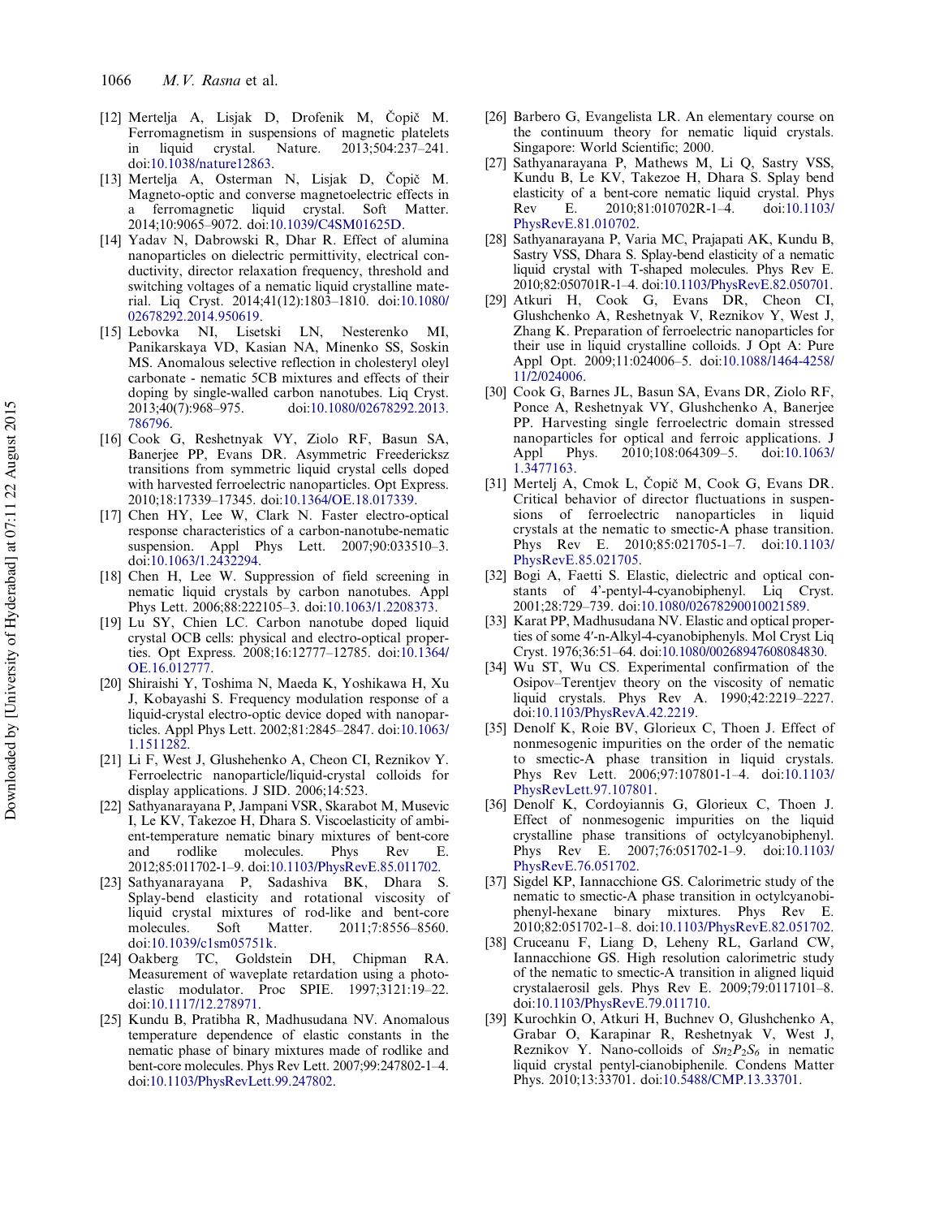[12] Mertelja A, Lisjak D, Drofenik M, Čopič M. Ferromagnetism in suspensions of magnetic platelets in liquid crystal. Nature. 2013;504:237–241. doi:10.1038/nature12863.

[13] Mertelja A, Osterman N, Lisjak D, Čopič M. Magneto-optic and converse magnetoelectric effects in a ferromagnetic liquid crystal. Soft Matter. 2014;10:9065–9072. doi:10.1039/C4SM01625D.

[14] Yadav N, Dabrowski R, Dhar R. Effect of alumina nanoparticles on dielectric permittivity, electrical conductivity, director relaxation frequency, threshold and switching voltages of a nematic liquid crystalline material. Liq Cryst. 2014;41(12):1803–1810. doi:10.1080/02678292.2014.950619.

[15] Lebovka NI, Lisetski LN, Nesterenko MI, Panikarskaya VD, Kasian NA, Minenko SS, Soskin MS. Anomalous selective reflection in cholesteryl oleyl carbonate - nematic 5CB mixtures and effects of their doping by single-walled carbon nanotubes. Liq Cryst. 2013;40(7):968–975. doi:10.1080/02678292.2013.786796.

[16] Cook G, Reshetnyak VY, Ziolo RF, Basun SA, Banerjee PP, Evans DR. Asymmetric Freedericksz transitions from symmetric liquid crystal cells doped with harvested ferroelectric nanoparticles. Opt Express. 2010;18:17339–17345. doi:10.1364/OE.18.017339.

[17] Chen HY, Lee W, Clark N. Faster electro-optical response characteristics of a carbon-nanotube-nematic suspension. Appl Phys Lett. 2007;90:033510–3. doi:10.1063/1.2432294.

[18] Chen H, Lee W. Suppression of field screening in nematic liquid crystals by carbon nanotubes. Appl Phys Lett. 2006;88:222105–3. doi:10.1063/1.2208373.

[19] Lu SY, Chien LC. Carbon nanotube doped liquid crystal OCB cells: physical and electro-optical properties. Opt Express. 2008;16:12777–12785. doi:10.1364/OE.16.012777.

[20] Shiraishi Y, Toshima N, Maeda K, Yoshikawa H, Xu J, Kobayashi S. Frequency modulation response of a liquid-crystal electro-optic device doped with nanoparticles. Appl Phys Lett. 2002;81:2845–2847. doi:10.1063/1.1511282.

[21] Li F, West J, Glushehenko A, Cheon CI, Reznikov Y. Ferroelectric nanoparticle/liquid-crystal colloids for display applications. J SID. 2006;14:523.

[22] Sathyanarayana P, Jampani VSR, Skarabot M, Musevic I, Le KV, Takezoe H, Dhara S. Viscoelasticity of ambient-temperature nematic binary mixtures of bent-core and rodlike molecules. Phys Rev E. 2012;85:011702-1–9. doi:10.1103/PhysRevE.85.011702.

[23] Sathyanarayana P, Sadashiva BK, Dhara S. Splay-bend elasticity and rotational viscosity of liquid crystal mixtures of rod-like and bent-core molecules. Soft Matter. 2011;7:8556–8560. doi:10.1039/c1sm05751k.

[24] Oakberg TC, Goldstein DH, Chipman RA. Measurement of waveplate retardation using a photoelastic modulator. Proc SPIE. 1997;3121:19–22. doi:10.1117/12.278971.

[25] Kundu B, Pratibha R, Madhusudana NV. Anomalous temperature dependence of elastic constants in the nematic phase of binary mixtures made of rodlike and bent-core molecules. Phys Rev Lett. 2007;99:247802-1–4. doi:10.1103/PhysRevLett.99.247802.

[26] Barbero G, Evangelista LR. An elementary course on the continuum theory for nematic liquid crystals. Singapore: World Scientific; 2000.

[27] Sathyanarayana P, Mathews M, Li Q, Sastry VSS, Kundu B, Le KV, Takezoe H, Dhara S. Splay bend elasticity of a bent-core nematic liquid crystal. Phys Rev E. 2010;81:010702R-1–4. doi:10.1103/PhysRevE.81.010702.

[28] Sathyanarayana P, Varia MC, Prajapati AK, Kundu B, Sastry VSS, Dhara S. Splay-bend elasticity of a nematic liquid crystal with T-shaped molecules. Phys Rev E. 2010;82:050701R-1–4. doi:10.1103/PhysRevE.82.050701.

[29] Atkuri H, Cook G, Evans DR, Cheon CI, Glushchenko A, Reshetnyak V, Reznikov Y, West J, Zhang K. Preparation of ferroelectric nanoparticles for their use in liquid crystalline colloids. J Opt A: Pure Appl Opt. 2009;11:024006–5. doi:10.1088/1464-4258/11/2/024006.

[30] Cook G, Barnes JL, Basun SA, Evans DR, Ziolo RF, Ponce A, Reshetnyak VY, Glushchenko A, Banerjee PP. Harvesting single ferroelectric domain stressed nanoparticles for optical and ferroic applications. J Appl Phys. 2010;108:064309–5. doi:10.1063/1.3477163.

[31] Mertelj A, Cmok L, Čopič M, Cook G, Evans DR. Critical behavior of director fluctuations in suspensions of ferroelectric nanoparticles in liquid crystals at the nematic to smectic-A phase transition. Phys Rev E. 2010;85:021705-1–7. doi:10.1103/PhysRevE.85.021705.

[32] Bogi A, Faetti S. Elastic, dielectric and optical constants of 4'-pentyl-4-cyanobiphenyl. Liq Cryst. 2001;28:729–739. doi:10.1080/02678290010021589.

[33] Karat PP, Madhusudana NV. Elastic and optical properties of some 4′-n-Alkyl-4-cyanobiphenyls. Mol Cryst Liq Cryst. 1976;36:51–64. doi:10.1080/00268947608084830.

[34] Wu ST, Wu CS. Experimental confirmation of the Osipov–Terentjev theory on the viscosity of nematic liquid crystals. Phys Rev A. 1990;42:2219–2227. doi:10.1103/PhysRevA.42.2219.

[35] Denolf K, Roie BV, Glorieux C, Thoen J. Effect of nonmesogenic impurities on the order of the nematic to smectic-A phase transition in liquid crystals. Phys Rev Lett. 2006;97:107801-1–4. doi:10.1103/PhysRevLett.97.107801.

[36] Denolf K, Cordoyiannis G, Glorieux C, Thoen J. Effect of nonmesogenic impurities on the liquid crystalline phase transitions of octylcyanobiphenyl. Phys Rev E. 2007;76:051702-1–9. doi:10.1103/PhysRevE.76.051702.

[37] Sigdel KP, Iannacchione GS. Calorimetric study of the nematic to smectic-A phase transition in octylcyanobiphenyl-hexane binary mixtures. Phys Rev E. 2010;82:051702-1–8. doi:10.1103/PhysRevE.82.051702.

[38] Cruceanu F, Liang D, Leheny RL, Garland CW, Iannacchione GS. High resolution calorimetric study of the nematic to smectic-A transition in aligned liquid crystalaerosil gels. Phys Rev E. 2009;79:0117101–8. doi:10.1103/PhysRevE.79.011710.

[39] Kurochkin O, Atkuri H, Buchnev O, Glushchenko A, Grabar O, Karapinar R, Reshetnyak V, West J, Reznikov Y. Nano-colloids of $Sn_2P_2S_6$ in nematic liquid crystal pentyl-cianobiphenile. Condens Matter Phys. 2010;13:33701. doi:10.5488/CMP.13.33701.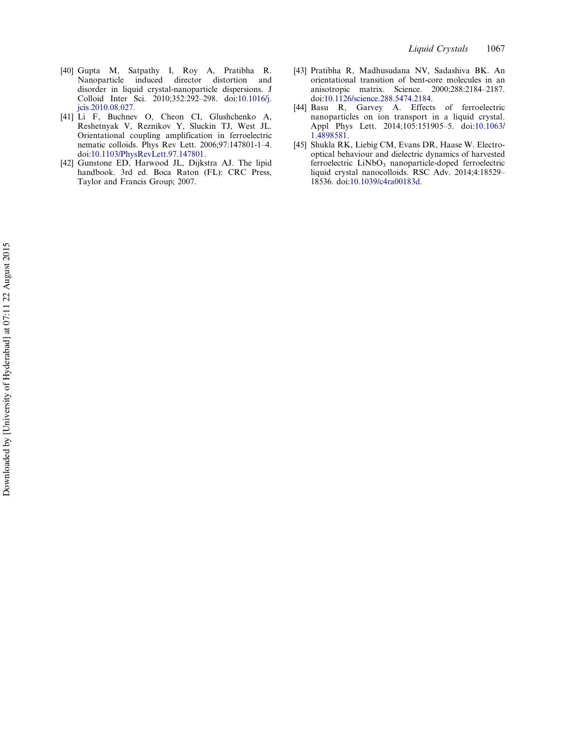[40] Gupta M, Satpathy I, Roy A, Pratibha R. Nanoparticle induced director distortion and disorder in liquid crystal-nanoparticle dispersions. J Colloid Inter Sci. 2010;352:292–298. doi:10.1016/j.jcis.2010.08.027.

[41] Li F, Buchnev O, Cheon CI, Glushchenko A, Reshetnyak V, Reznikov Y, Sluckin TJ, West JL. Orientational coupling amplification in ferroelectric nematic colloids. Phys Rev Lett. 2006;97:147801-1–4. doi:10.1103/PhysRevLett.97.147801.

[42] Gunstone ED, Harwood JL, Dijkstra AJ. The lipid handbook. 3rd ed. Boca Raton (FL): CRC Press, Taylor and Francis Group; 2007.

[43] Pratibha R, Madhusudana NV, Sadashiva BK. An orientational transition of bent-core molecules in an anisotropic matrix. Science. 2000;288:2184–2187. doi:10.1126/science.288.5474.2184.

[44] Basu R, Garvey A. Effects of ferroelectric nanoparticles on ion transport in a liquid crystal. Appl Phys Lett. 2014;105:151905–5. doi:10.1063/1.4898581.

[45] Shukla RK, Liebig CM, Evans DR, Haase W. Electro-optical behaviour and dielectric dynamics of harvested ferroelectric $LiNbO_3$ nanoparticle-doped ferroelectric liquid crystal nanocolloids. RSC Adv. 2014;4:18529–18536. doi:10.1039/c4ra00183d.